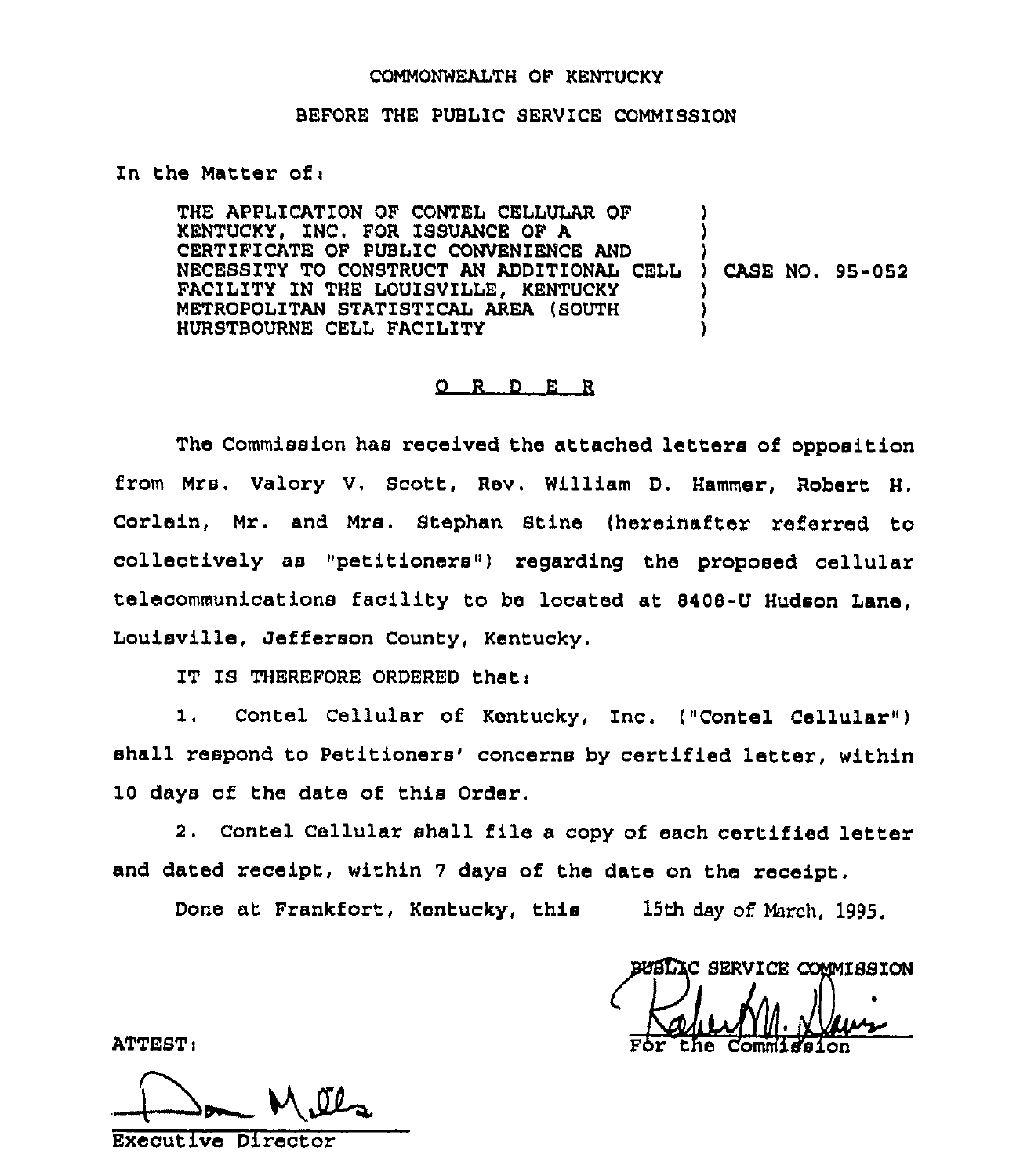COMMONWEALTH OF KENTUCKY

BEFORE THE PUBLIC SERVICE COMMISSION

In the Matter of:

THE APPLICATION OF CONTEL CELLULAR OF KENTUCKY, INC. FOR ISSUANCE OF A CERTIFICATE OF PUBLIC CONVENIENCE AND NECESSITY TO CONSTRUCT AN ADDITIONAL CELL FACILITY IN THE LOUISVILLE, KENTUCKY METROPOLITAN STATISTICAL AREA (SOUTH HURSTBOURNE CELL FACILITY ) CASE NO. 95-052

## O R D E R

The Commission has received the attached letters of opposition from Mrs. Valory V. Scott, Rev. William D. Hammer, Robert H. Corlein, Mr. and Mrs. Stephan Stine (hereinafter referred to collectively as "petitioners") regarding the proposed cellular telecommunications facility to be located at 8408-U Hudson Lane, Louisville, Jefferson County, Kentucky.

IT IS THEREFORE ORDERED that:

1. Contel Cellular of Kentucky, Inc. ("Contel Cellular") shall respond to Petitioners' concerns by certified letter, within 10 days of the date of this Order.

2. Contel Cellular shall file a copy of each certified letter and dated receipt, within 7 days of the date on the receipt.

Done at Frankfort, Kentucky, this 15th day of March, 1995.

PUBLIC SERVICE COMMISSION

For the Commission

ATTEST:

Executive Director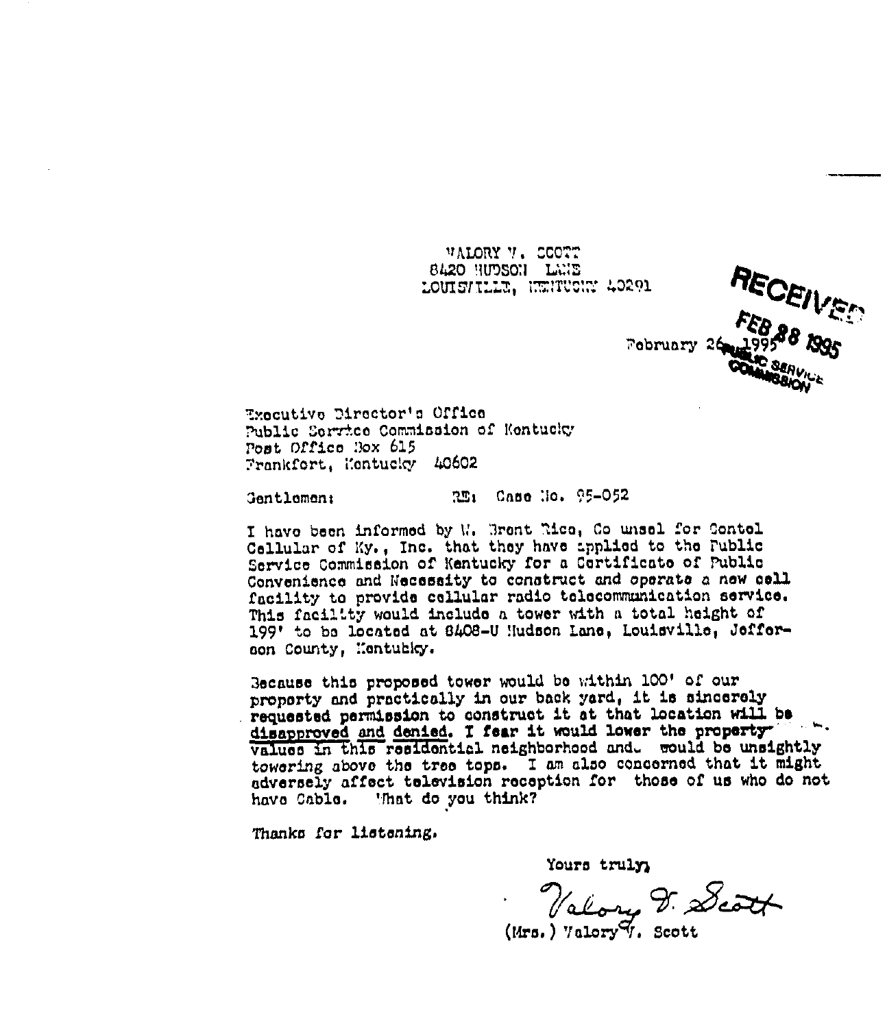VALORY V. SCOTT
8420 HUDSON LANE
LOUISVILLE, KENTUCKY 40291

RECEIVED
FEB 28 1995
PUBLIC SERVICE COMMISSION

February 26, 1995

Executive Director's Office
Public Service Commission of Kentucky
Post Office Box 615
Frankfort, Kentucky 40602

Gentlemen: RE: Case No. 95-052

I have been informed by W. Brent Rice, Co unsel for Contel Cellular of Ky., Inc. that they have applied to the Public Service Commission of Kentucky for a Certificate of Public Convenience and Necessity to construct and operate a new cell facility to provide cellular radio telecommunication service. This facility would include a tower with a total height of 199' to be located at 8408-U Hudson Lane, Louisville, Jefferson County, Kentucky.

Because this proposed tower would be within 100' of our property and practically in our back yard, it is sincerely requested permission to construct it at that location will be disapproved and denied. I fear it would lower the property values in this residential neighborhood and would be unsightly towering above the tree tops. I am also concerned that it might adversely affect television reception for those of us who do not have Cable. What do you think?

Thanks for listening.

Yours truly,

Valory V. Scott

(Mrs.) Valory V. Scott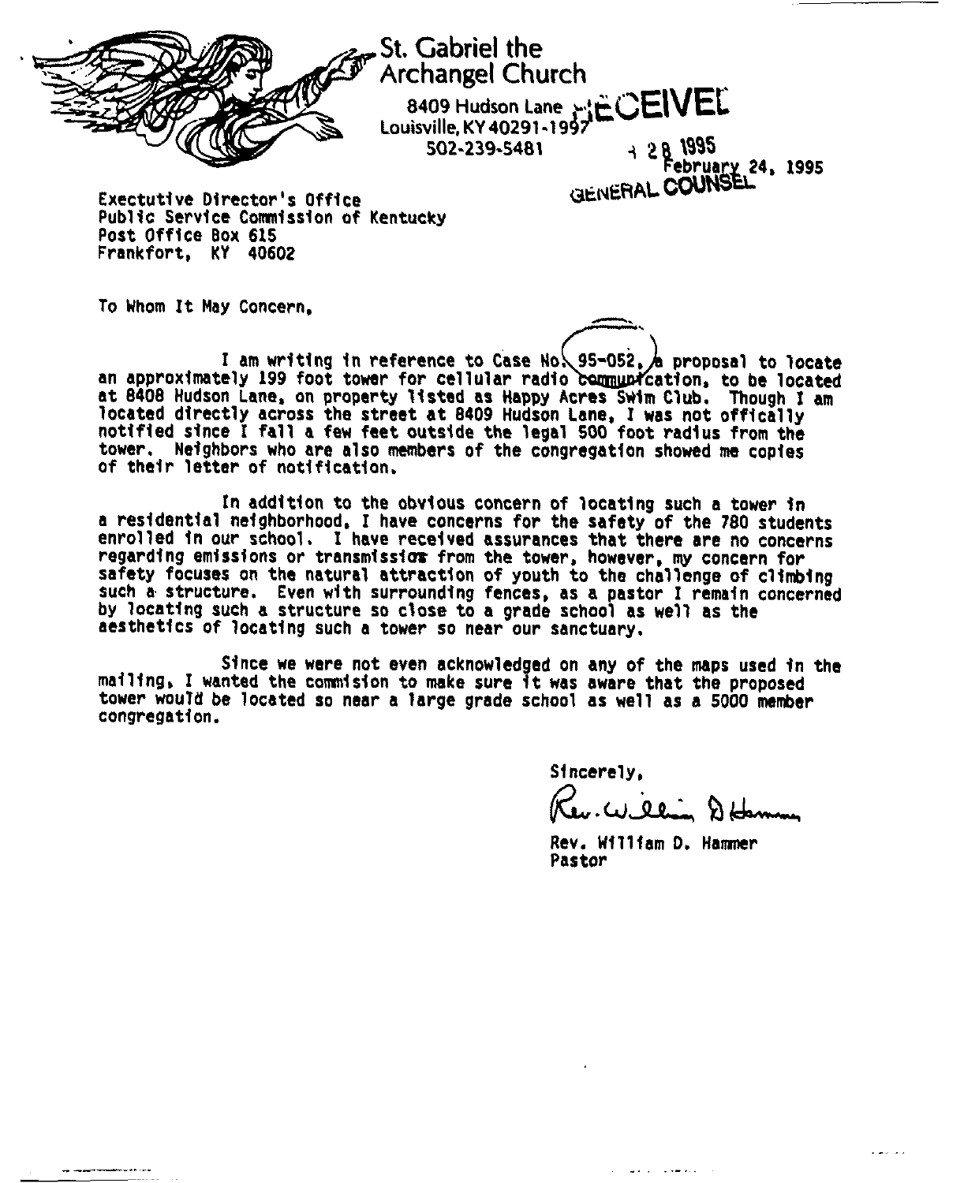St. Gabriel the Archangel Church

8409 Hudson Lane
Louisville, KY 40291-1997
502-239-5481

RECEIVED
4 28 1995
GENERAL COUNSEL

February 24, 1995

Exectutive Director's Office
Public Service Commission of Kentucky
Post Office Box 615
Frankfort, KY 40602

To Whom It May Concern,

I am writing in reference to Case No. 95-052, a proposal to locate an approximately 199 foot tower for cellular radio communication, to be located at 8408 Hudson Lane, on property listed as Happy Acres Swim Club. Though I am located directly across the street at 8409 Hudson Lane, I was not offically notified since I fall a few feet outside the legal 500 foot radius from the tower. Neighbors who are also members of the congregation showed me copies of their letter of notification.

In addition to the obvious concern of locating such a tower in a residential neighborhood, I have concerns for the safety of the 780 students enrolled in our school. I have received assurances that there are no concerns regarding emissions or transmissions from the tower, however, my concern for safety focuses on the natural attraction of youth to the challenge of climbing such a structure. Even with surrounding fences, as a pastor I remain concerned by locating such a structure so close to a grade school as well as the aesthetics of locating such a tower so near our sanctuary.

Since we were not even acknowledged on any of the maps used in the mailing, I wanted the commision to make sure it was aware that the proposed tower would be located so near a large grade school as well as a 5000 member congregation.

Sincerely,

Rev. William D. Hammer

Rev. William D. Hammer
Pastor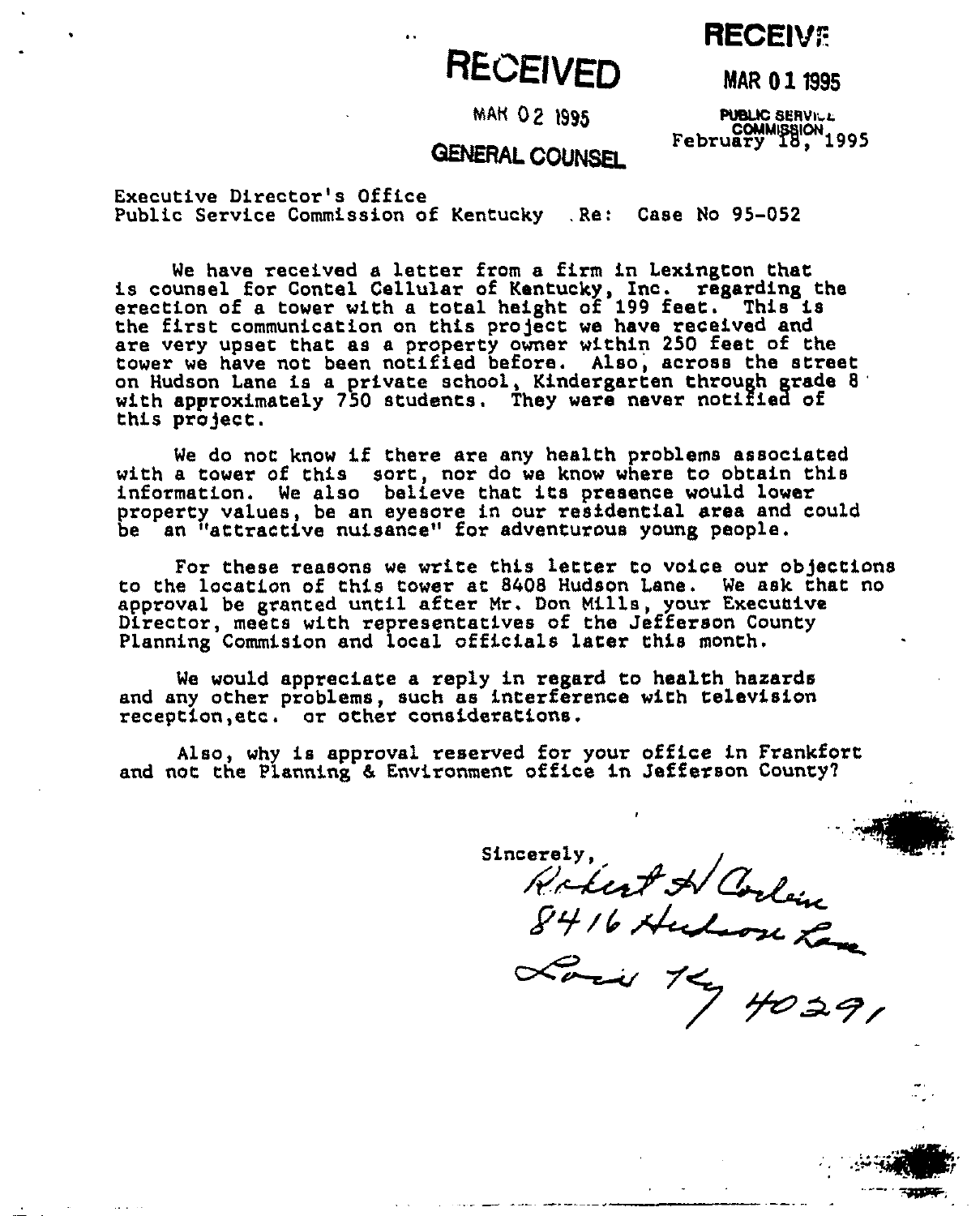RECEIVED

MAR 02 1995

GENERAL COUNSEL

RECEIVED

MAR 01 1995

PUBLIC SERVICE COMMISSION

February 18, 1995

Executive Director's Office
Public Service Commission of Kentucky . Re: Case No 95-052

We have received a letter from a firm in Lexington that is counsel for Contel Cellular of Kentucky, Inc. regarding the erection of a tower with a total height of 199 feet. This is the first communication on this project we have received and are very upset that as a property owner within 250 feet of the tower we have not been notified before. Also, across the street on Hudson Lane is a private school, Kindergarten through grade 8 with approximately 750 students. They were never notified of this project.

We do not know if there are any health problems associated with a tower of this sort, nor do we know where to obtain this information. We also believe that its presence would lower property values, be an eyesore in our residential area and could be an "attractive nuisance" for adventurous young people.

For these reasons we write this letter to voice our objections to the location of this tower at 8408 Hudson Lane. We ask that no approval be granted until after Mr. Don Mills, your Executive Director, meets with representatives of the Jefferson County Planning Commision and local officials later this month.

We would appreciate a reply in regard to health hazards and any other problems, such as interference with television reception, etc. or other considerations.

Also, why is approval reserved for your office in Frankfort and not the Planning & Environment office in Jefferson County?

Sincerely,

Robert H Corlew
8416 Hudson Lane
Louis Ky 40291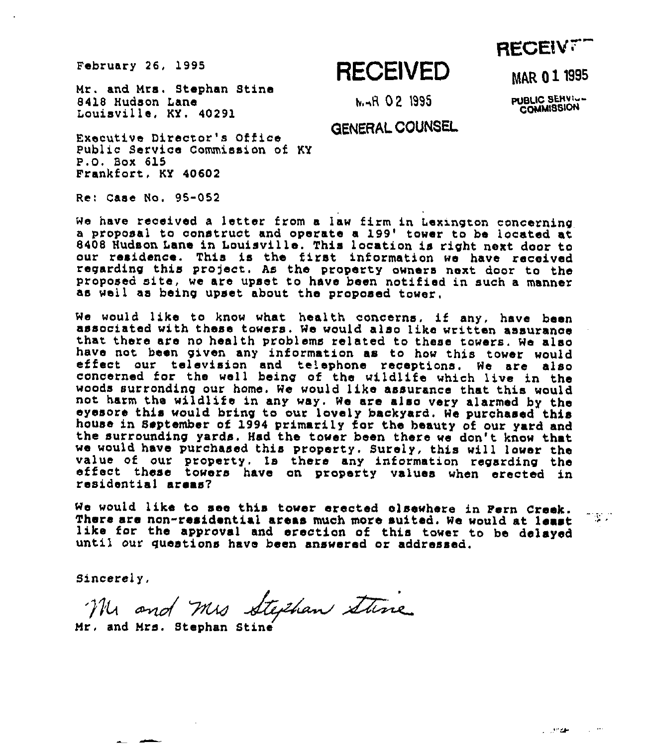February 26, 1995

RECEIVED

MAR 02 1995

GENERAL COUNSEL

RECEIVED

MAR 01 1995

PUBLIC SERVICE COMMISSION

Mr. and Mrs. Stephan Stine
8418 Hudson Lane
Louisville, KY. 40291

Executive Director's Office
Public Service Commission of KY
P.O. Box 615
Frankfort, KY 40602

Re: Case No. 95-052

We have received a letter from a law firm in Lexington concerning a proposal to construct and operate a 199' tower to be located at 8408 Hudson Lane in Louisville. This location is right next door to our residence. This is the first information we have received regarding this project. As the property owners next door to the proposed site, we are upset to have been notified in such a manner as well as being upset about the proposed tower.

We would like to know what health concerns, if any, have been associated with these towers. We would also like written assurance that there are no health problems related to these towers. We also have not been given any information as to how this tower would effect our television and telephone receptions. We are also concerned for the well being of the wildlife which live in the woods surronding our home. We would like assurance that this would not harm the wildlife in any way. We are also very alarmed by the eyesore this would bring to our lovely backyard. We purchased this house in September of 1994 primarily for the beauty of our yard and the surrounding yards. Had the tower been there we don't know that we would have purchased this property. Surely, this will lower the value of our property. Is there any information regarding the effect these towers have on property values when erected in residential areas?

We would like to see this tower erected elsewhere in Fern Creek. There are non-residential areas much more suited. We would at least like for the approval and erection of this tower to be delayed until our questions have been answered or addressed.

Sincerely,

Mr and Mrs Stephan Stine

Mr. and Mrs. Stephan Stine